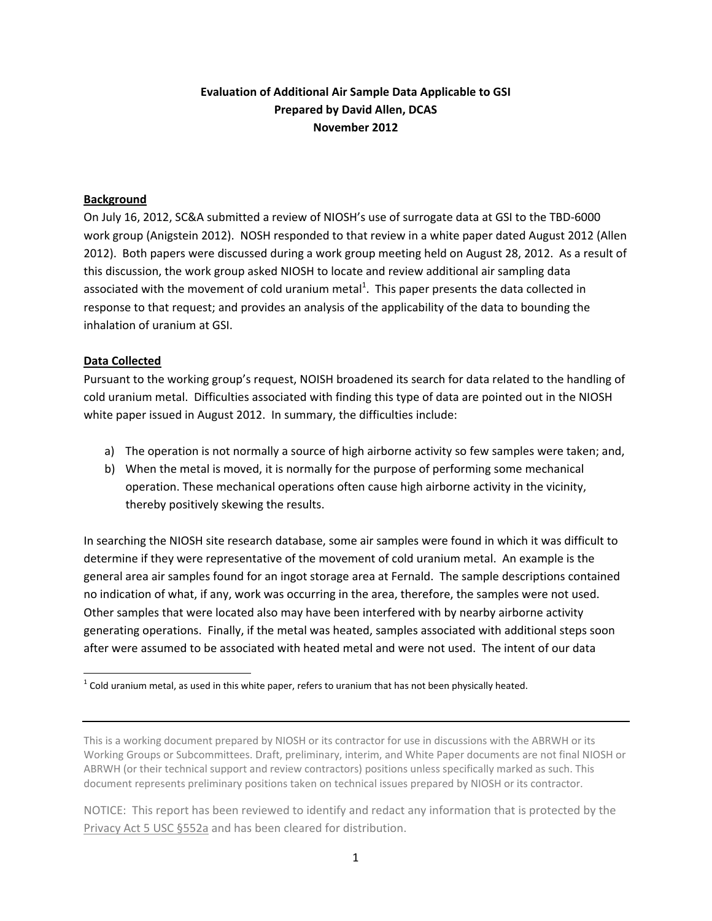**Evaluation of Additional Air Sample Data Applicable to GSI**
**Prepared by David Allen, DCAS**
**November 2012**

## Background

On July 16, 2012, SC&A submitted a review of NIOSH's use of surrogate data at GSI to the TBD-6000 work group (Anigstein 2012). NOSH responded to that review in a white paper dated August 2012 (Allen 2012). Both papers were discussed during a work group meeting held on August 28, 2012. As a result of this discussion, the work group asked NIOSH to locate and review additional air sampling data associated with the movement of cold uranium metal[1]. This paper presents the data collected in response to that request; and provides an analysis of the applicability of the data to bounding the inhalation of uranium at GSI.

## Data Collected

Pursuant to the working group's request, NOISH broadened its search for data related to the handling of cold uranium metal. Difficulties associated with finding this type of data are pointed out in the NIOSH white paper issued in August 2012. In summary, the difficulties include:

a) The operation is not normally a source of high airborne activity so few samples were taken; and,
b) When the metal is moved, it is normally for the purpose of performing some mechanical operation. These mechanical operations often cause high airborne activity in the vicinity, thereby positively skewing the results.

In searching the NIOSH site research database, some air samples were found in which it was difficult to determine if they were representative of the movement of cold uranium metal. An example is the general area air samples found for an ingot storage area at Fernald. The sample descriptions contained no indication of what, if any, work was occurring in the area, therefore, the samples were not used. Other samples that were located also may have been interfered with by nearby airborne activity generating operations. Finally, if the metal was heated, samples associated with additional steps soon after were assumed to be associated with heated metal and were not used. The intent of our data

[1] Cold uranium metal, as used in this white paper, refers to uranium that has not been physically heated.

This is a working document prepared by NIOSH or its contractor for use in discussions with the ABRWH or its Working Groups or Subcommittees. Draft, preliminary, interim, and White Paper documents are not final NIOSH or ABRWH (or their technical support and review contractors) positions unless specifically marked as such. This document represents preliminary positions taken on technical issues prepared by NIOSH or its contractor.

NOTICE: This report has been reviewed to identify and redact any information that is protected by the Privacy Act 5 USC §552a and has been cleared for distribution.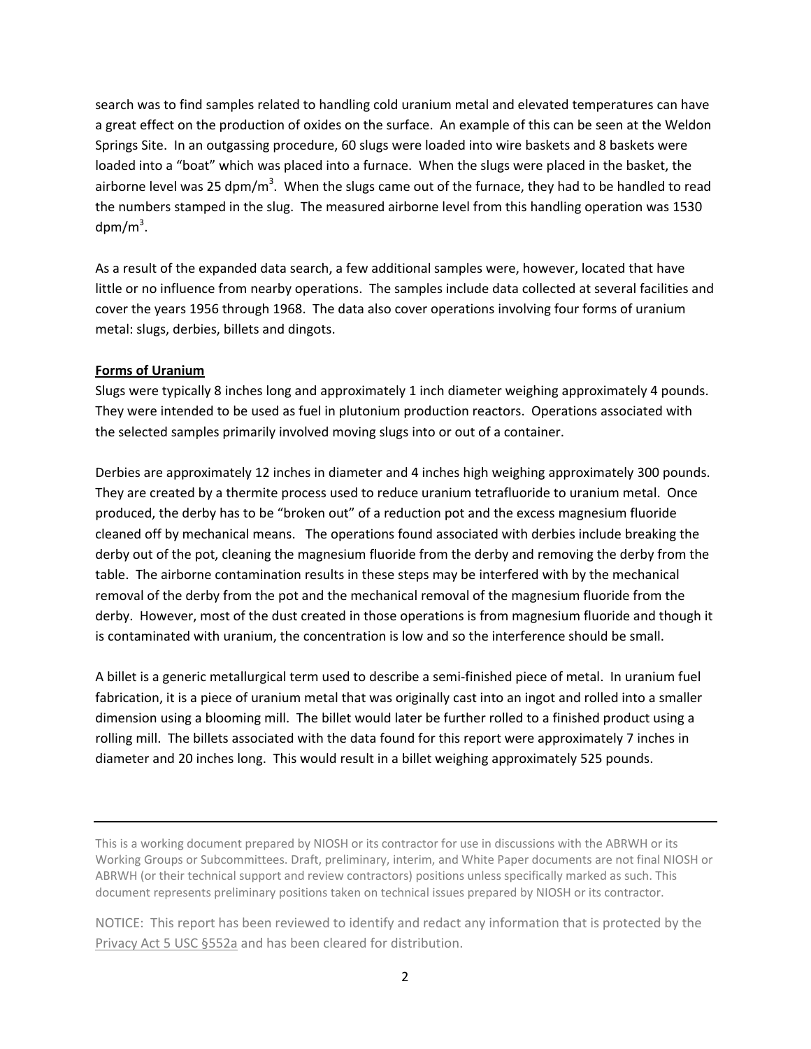search was to find samples related to handling cold uranium metal and elevated temperatures can have a great effect on the production of oxides on the surface. An example of this can be seen at the Weldon Springs Site. In an outgassing procedure, 60 slugs were loaded into wire baskets and 8 baskets were loaded into a "boat" which was placed into a furnace. When the slugs were placed in the basket, the airborne level was 25 dpm/m$^3$. When the slugs came out of the furnace, they had to be handled to read the numbers stamped in the slug. The measured airborne level from this handling operation was 1530 dpm/m$^3$.

As a result of the expanded data search, a few additional samples were, however, located that have little or no influence from nearby operations. The samples include data collected at several facilities and cover the years 1956 through 1968. The data also cover operations involving four forms of uranium metal: slugs, derbies, billets and dingots.

**Forms of Uranium**

Slugs were typically 8 inches long and approximately 1 inch diameter weighing approximately 4 pounds. They were intended to be used as fuel in plutonium production reactors. Operations associated with the selected samples primarily involved moving slugs into or out of a container.

Derbies are approximately 12 inches in diameter and 4 inches high weighing approximately 300 pounds. They are created by a thermite process used to reduce uranium tetrafluoride to uranium metal. Once produced, the derby has to be "broken out" of a reduction pot and the excess magnesium fluoride cleaned off by mechanical means. The operations found associated with derbies include breaking the derby out of the pot, cleaning the magnesium fluoride from the derby and removing the derby from the table. The airborne contamination results in these steps may be interfered with by the mechanical removal of the derby from the pot and the mechanical removal of the magnesium fluoride from the derby. However, most of the dust created in those operations is from magnesium fluoride and though it is contaminated with uranium, the concentration is low and so the interference should be small.

A billet is a generic metallurgical term used to describe a semi-finished piece of metal. In uranium fuel fabrication, it is a piece of uranium metal that was originally cast into an ingot and rolled into a smaller dimension using a blooming mill. The billet would later be further rolled to a finished product using a rolling mill. The billets associated with the data found for this report were approximately 7 inches in diameter and 20 inches long. This would result in a billet weighing approximately 525 pounds.

---

This is a working document prepared by NIOSH or its contractor for use in discussions with the ABRWH or its Working Groups or Subcommittees. Draft, preliminary, interim, and White Paper documents are not final NIOSH or ABRWH (or their technical support and review contractors) positions unless specifically marked as such. This document represents preliminary positions taken on technical issues prepared by NIOSH or its contractor.

NOTICE: This report has been reviewed to identify and redact any information that is protected by the Privacy Act 5 USC §552a and has been cleared for distribution.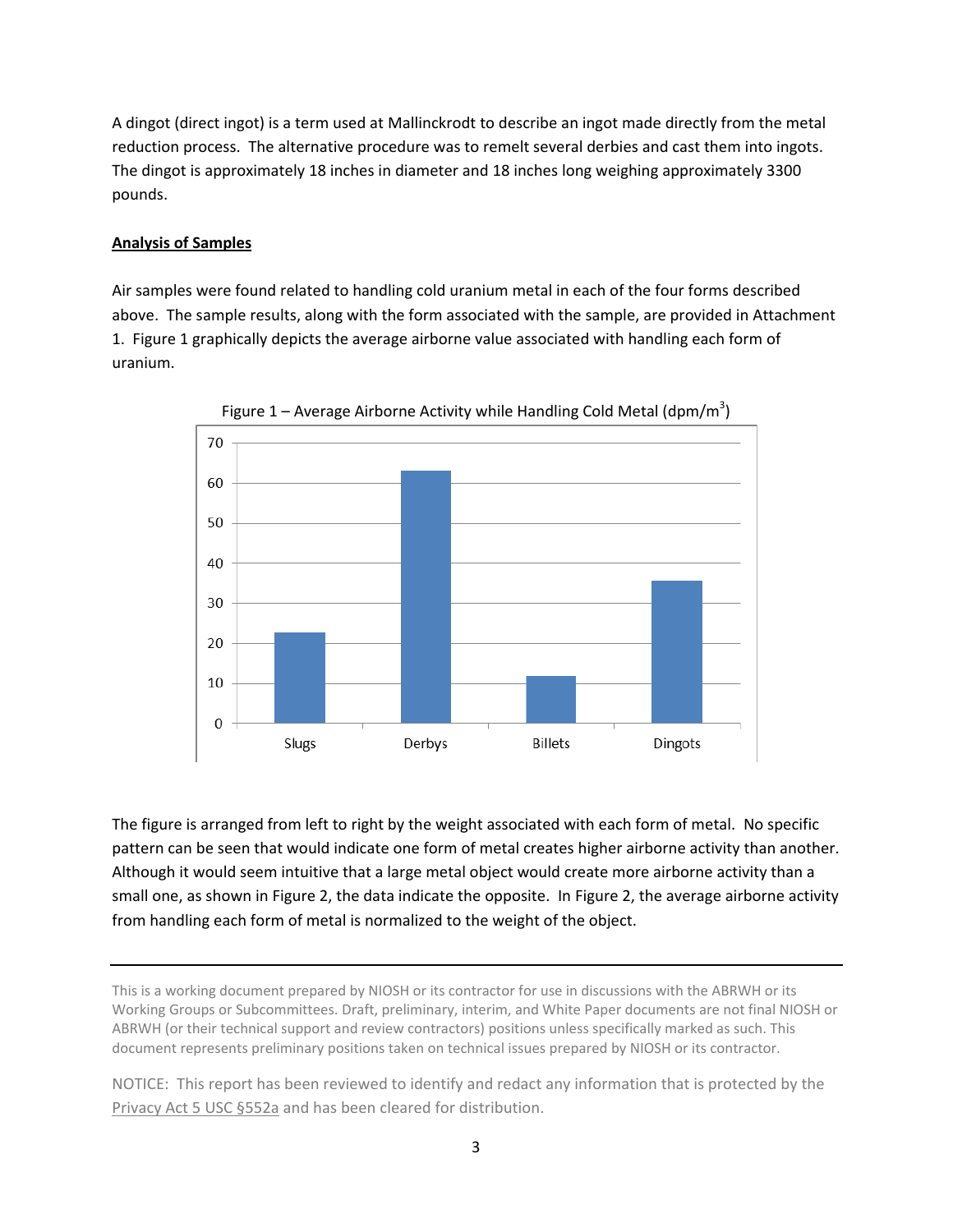A dingot (direct ingot) is a term used at Mallinckrodt to describe an ingot made directly from the metal reduction process. The alternative procedure was to remelt several derbies and cast them into ingots. The dingot is approximately 18 inches in diameter and 18 inches long weighing approximately 3300 pounds.

**Analysis of Samples**

Air samples were found related to handling cold uranium metal in each of the four forms described above. The sample results, along with the form associated with the sample, are provided in Attachment 1. Figure 1 graphically depicts the average airborne value associated with handling each form of uranium.

Figure 1 – Average Airborne Activity while Handling Cold Metal (dpm/m$^3$)

The figure is arranged from left to right by the weight associated with each form of metal. No specific pattern can be seen that would indicate one form of metal creates higher airborne activity than another. Although it would seem intuitive that a large metal object would create more airborne activity than a small one, as shown in Figure 2, the data indicate the opposite. In Figure 2, the average airborne activity from handling each form of metal is normalized to the weight of the object.

This is a working document prepared by NIOSH or its contractor for use in discussions with the ABRWH or its Working Groups or Subcommittees. Draft, preliminary, interim, and White Paper documents are not final NIOSH or ABRWH (or their technical support and review contractors) positions unless specifically marked as such. This document represents preliminary positions taken on technical issues prepared by NIOSH or its contractor.

NOTICE: This report has been reviewed to identify and redact any information that is protected by the Privacy Act 5 USC §552a and has been cleared for distribution.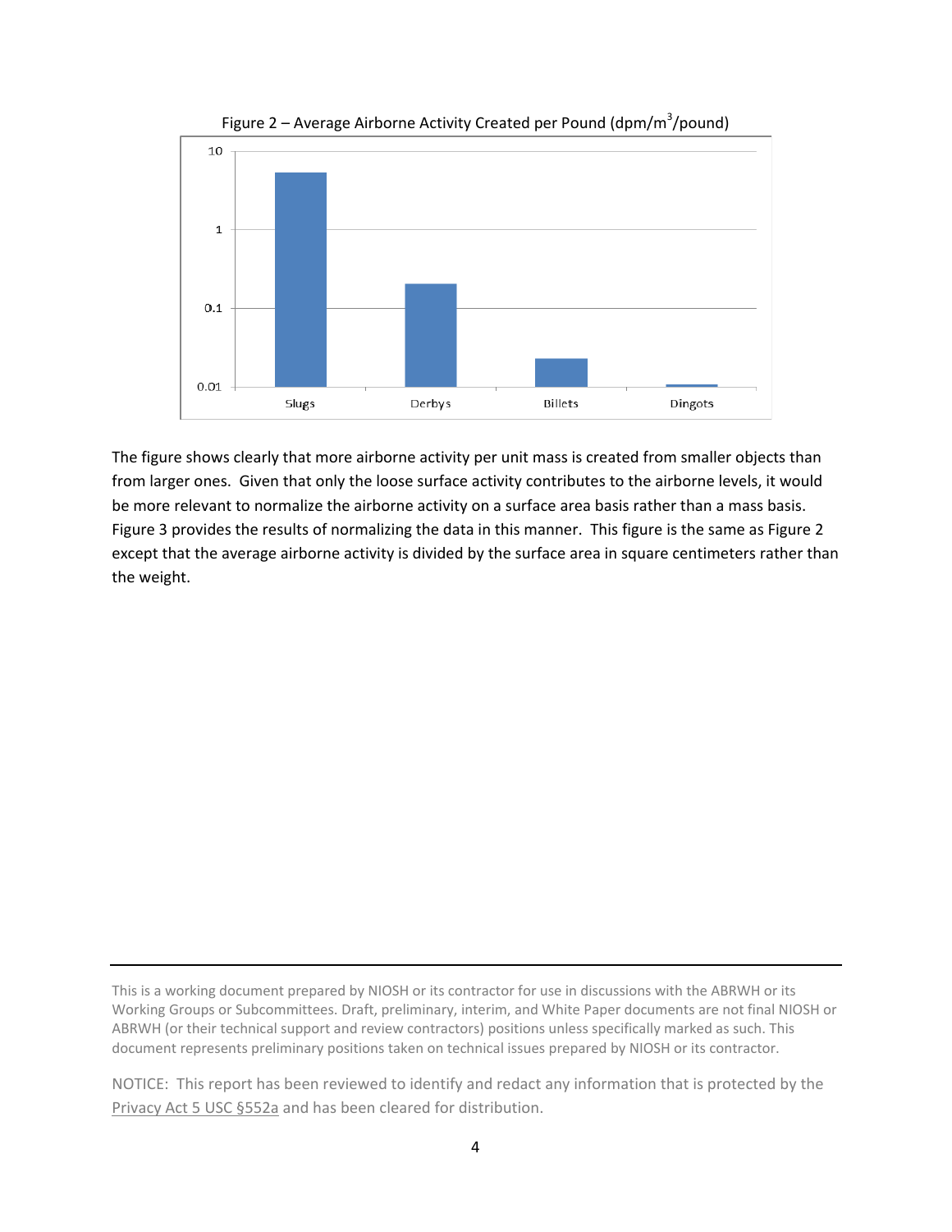Figure 2 – Average Airborne Activity Created per Pound (dpm/m$^3$/pound)

The figure shows clearly that more airborne activity per unit mass is created from smaller objects than from larger ones. Given that only the loose surface activity contributes to the airborne levels, it would be more relevant to normalize the airborne activity on a surface area basis rather than a mass basis. Figure 3 provides the results of normalizing the data in this manner. This figure is the same as Figure 2 except that the average airborne activity is divided by the surface area in square centimeters rather than the weight.

This is a working document prepared by NIOSH or its contractor for use in discussions with the ABRWH or its Working Groups or Subcommittees. Draft, preliminary, interim, and White Paper documents are not final NIOSH or ABRWH (or their technical support and review contractors) positions unless specifically marked as such. This document represents preliminary positions taken on technical issues prepared by NIOSH or its contractor.

NOTICE: This report has been reviewed to identify and redact any information that is protected by the Privacy Act 5 USC §552a and has been cleared for distribution.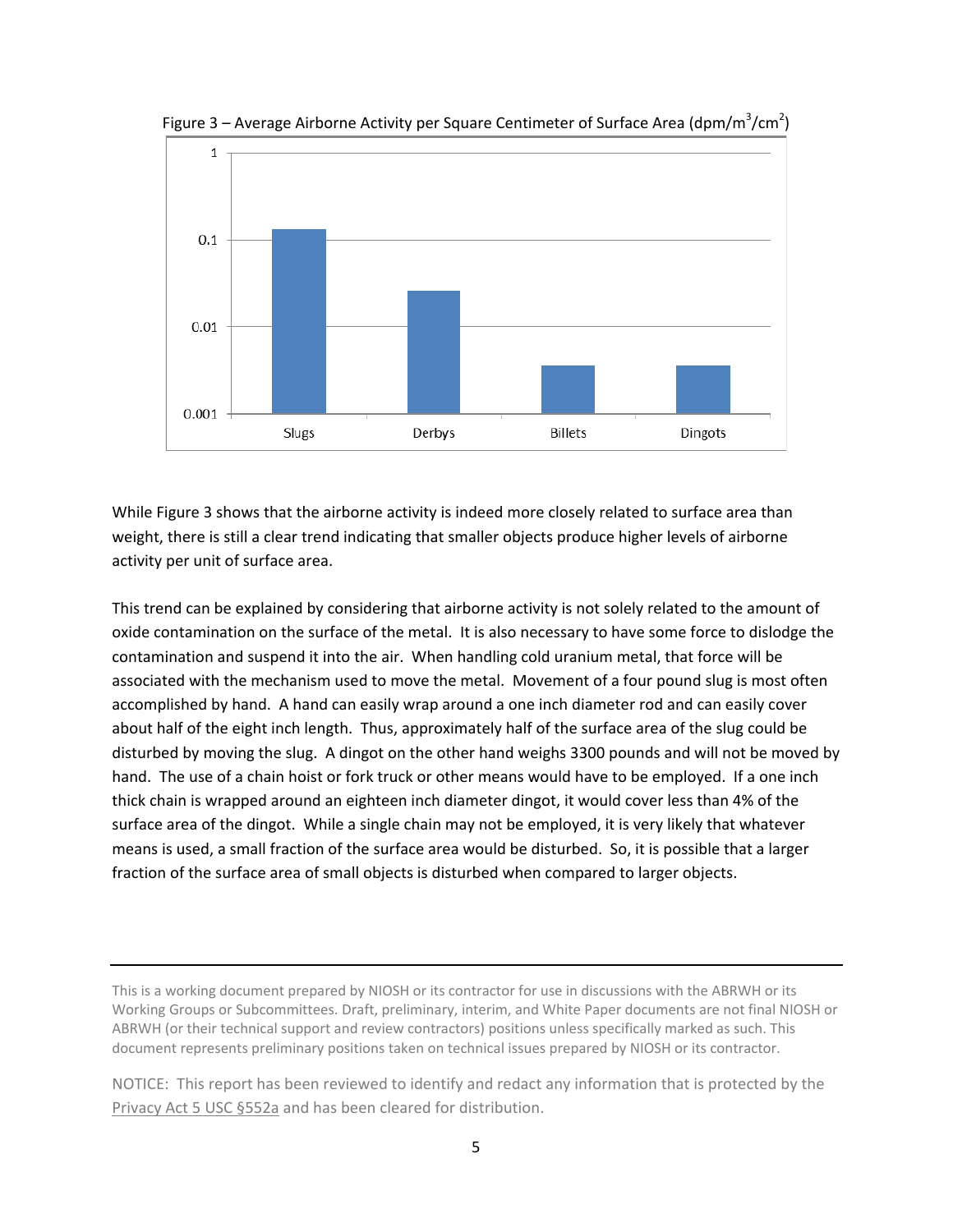Figure 3 – Average Airborne Activity per Square Centimeter of Surface Area (dpm/m$^3$/cm$^2$)

While Figure 3 shows that the airborne activity is indeed more closely related to surface area than weight, there is still a clear trend indicating that smaller objects produce higher levels of airborne activity per unit of surface area.

This trend can be explained by considering that airborne activity is not solely related to the amount of oxide contamination on the surface of the metal. It is also necessary to have some force to dislodge the contamination and suspend it into the air. When handling cold uranium metal, that force will be associated with the mechanism used to move the metal. Movement of a four pound slug is most often accomplished by hand. A hand can easily wrap around a one inch diameter rod and can easily cover about half of the eight inch length. Thus, approximately half of the surface area of the slug could be disturbed by moving the slug. A dingot on the other hand weighs 3300 pounds and will not be moved by hand. The use of a chain hoist or fork truck or other means would have to be employed. If a one inch thick chain is wrapped around an eighteen inch diameter dingot, it would cover less than 4% of the surface area of the dingot. While a single chain may not be employed, it is very likely that whatever means is used, a small fraction of the surface area would be disturbed. So, it is possible that a larger fraction of the surface area of small objects is disturbed when compared to larger objects.

This is a working document prepared by NIOSH or its contractor for use in discussions with the ABRWH or its Working Groups or Subcommittees. Draft, preliminary, interim, and White Paper documents are not final NIOSH or ABRWH (or their technical support and review contractors) positions unless specifically marked as such. This document represents preliminary positions taken on technical issues prepared by NIOSH or its contractor.

NOTICE: This report has been reviewed to identify and redact any information that is protected by the Privacy Act 5 USC §552a and has been cleared for distribution.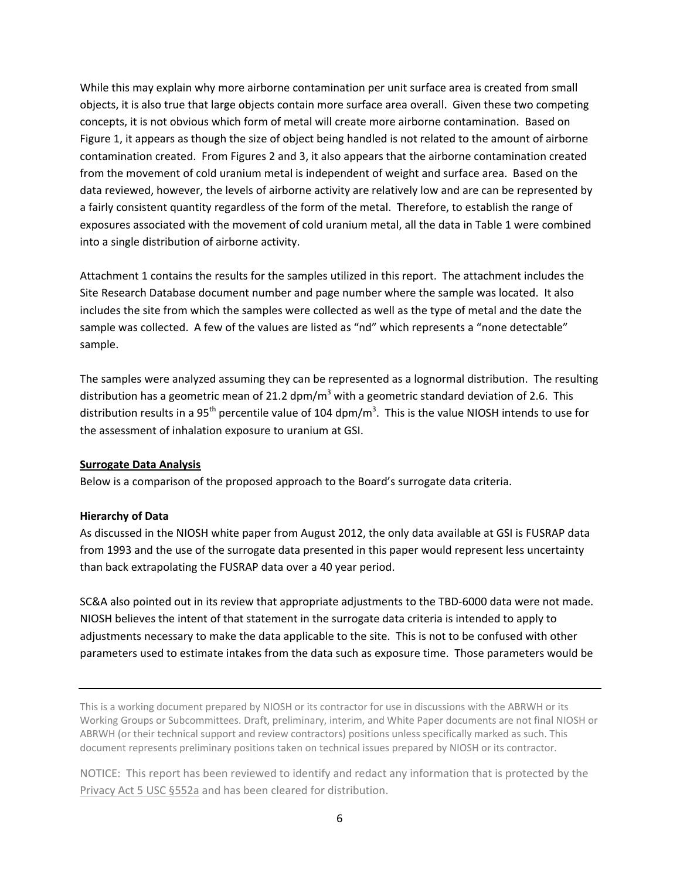While this may explain why more airborne contamination per unit surface area is created from small objects, it is also true that large objects contain more surface area overall. Given these two competing concepts, it is not obvious which form of metal will create more airborne contamination. Based on Figure 1, it appears as though the size of object being handled is not related to the amount of airborne contamination created. From Figures 2 and 3, it also appears that the airborne contamination created from the movement of cold uranium metal is independent of weight and surface area. Based on the data reviewed, however, the levels of airborne activity are relatively low and are can be represented by a fairly consistent quantity regardless of the form of the metal. Therefore, to establish the range of exposures associated with the movement of cold uranium metal, all the data in Table 1 were combined into a single distribution of airborne activity.

Attachment 1 contains the results for the samples utilized in this report. The attachment includes the Site Research Database document number and page number where the sample was located. It also includes the site from which the samples were collected as well as the type of metal and the date the sample was collected. A few of the values are listed as "nd" which represents a "none detectable" sample.

The samples were analyzed assuming they can be represented as a lognormal distribution. The resulting distribution has a geometric mean of 21.2 dpm/m$^3$ with a geometric standard deviation of 2.6. This distribution results in a 95$^{th}$ percentile value of 104 dpm/m$^3$. This is the value NIOSH intends to use for the assessment of inhalation exposure to uranium at GSI.

**Surrogate Data Analysis**

Below is a comparison of the proposed approach to the Board's surrogate data criteria.

**Hierarchy of Data**

As discussed in the NIOSH white paper from August 2012, the only data available at GSI is FUSRAP data from 1993 and the use of the surrogate data presented in this paper would represent less uncertainty than back extrapolating the FUSRAP data over a 40 year period.

SC&A also pointed out in its review that appropriate adjustments to the TBD-6000 data were not made. NIOSH believes the intent of that statement in the surrogate data criteria is intended to apply to adjustments necessary to make the data applicable to the site. This is not to be confused with other parameters used to estimate intakes from the data such as exposure time. Those parameters would be

This is a working document prepared by NIOSH or its contractor for use in discussions with the ABRWH or its Working Groups or Subcommittees. Draft, preliminary, interim, and White Paper documents are not final NIOSH or ABRWH (or their technical support and review contractors) positions unless specifically marked as such. This document represents preliminary positions taken on technical issues prepared by NIOSH or its contractor.

NOTICE: This report has been reviewed to identify and redact any information that is protected by the Privacy Act 5 USC §552a and has been cleared for distribution.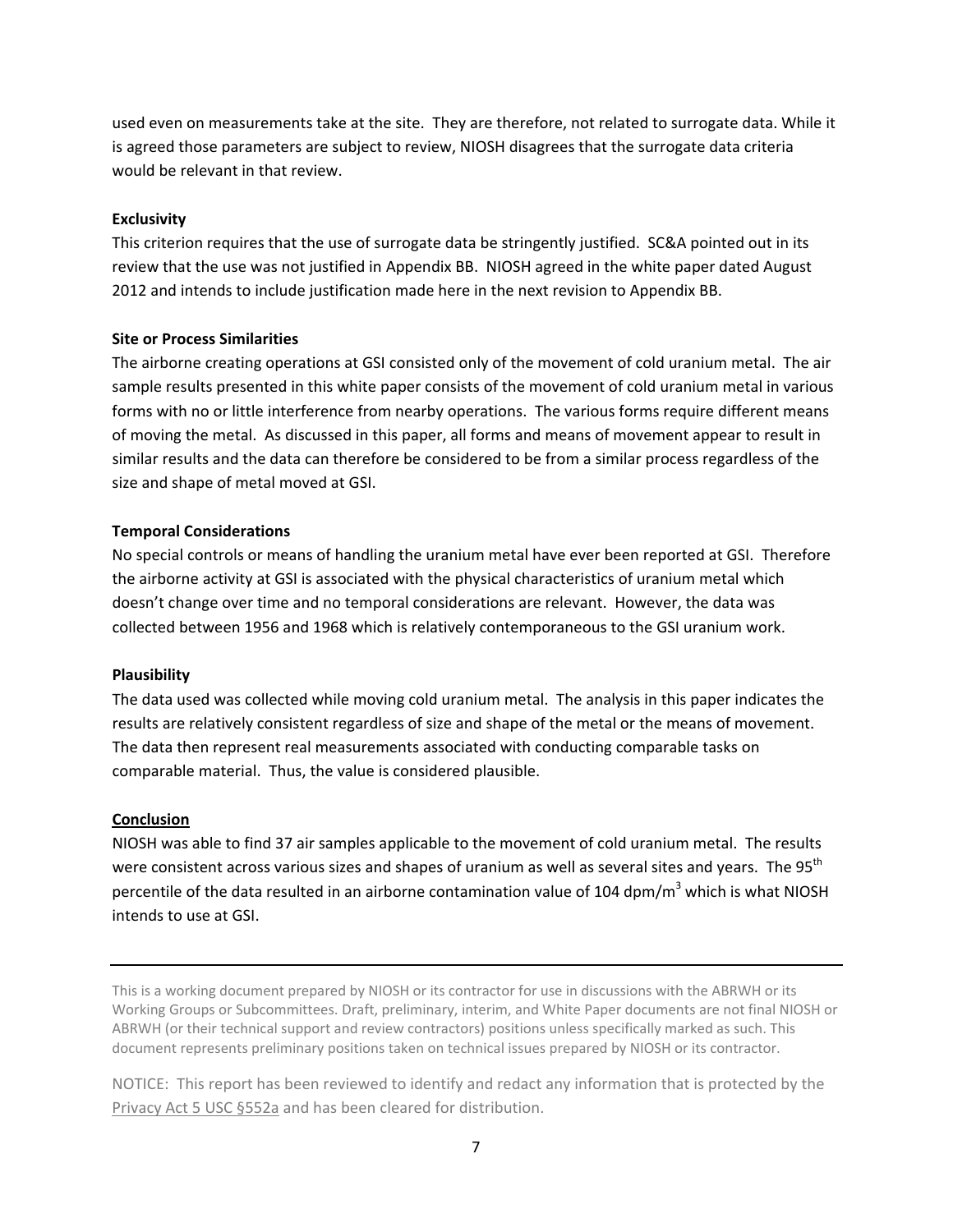used even on measurements take at the site. They are therefore, not related to surrogate data. While it is agreed those parameters are subject to review, NIOSH disagrees that the surrogate data criteria would be relevant in that review.

**Exclusivity**

This criterion requires that the use of surrogate data be stringently justified. SC&A pointed out in its review that the use was not justified in Appendix BB. NIOSH agreed in the white paper dated August 2012 and intends to include justification made here in the next revision to Appendix BB.

**Site or Process Similarities**

The airborne creating operations at GSI consisted only of the movement of cold uranium metal. The air sample results presented in this white paper consists of the movement of cold uranium metal in various forms with no or little interference from nearby operations. The various forms require different means of moving the metal. As discussed in this paper, all forms and means of movement appear to result in similar results and the data can therefore be considered to be from a similar process regardless of the size and shape of metal moved at GSI.

**Temporal Considerations**

No special controls or means of handling the uranium metal have ever been reported at GSI. Therefore the airborne activity at GSI is associated with the physical characteristics of uranium metal which doesn't change over time and no temporal considerations are relevant. However, the data was collected between 1956 and 1968 which is relatively contemporaneous to the GSI uranium work.

**Plausibility**

The data used was collected while moving cold uranium metal. The analysis in this paper indicates the results are relatively consistent regardless of size and shape of the metal or the means of movement. The data then represent real measurements associated with conducting comparable tasks on comparable material. Thus, the value is considered plausible.

**<u>Conclusion</u>**

NIOSH was able to find 37 air samples applicable to the movement of cold uranium metal. The results were consistent across various sizes and shapes of uranium as well as several sites and years. The $95^{th}$ percentile of the data resulted in an airborne contamination value of 104 dpm/m$^3$ which is what NIOSH intends to use at GSI.

---

This is a working document prepared by NIOSH or its contractor for use in discussions with the ABRWH or its Working Groups or Subcommittees. Draft, preliminary, interim, and White Paper documents are not final NIOSH or ABRWH (or their technical support and review contractors) positions unless specifically marked as such. This document represents preliminary positions taken on technical issues prepared by NIOSH or its contractor.

NOTICE: This report has been reviewed to identify and redact any information that is protected by the Privacy Act 5 USC §552a and has been cleared for distribution.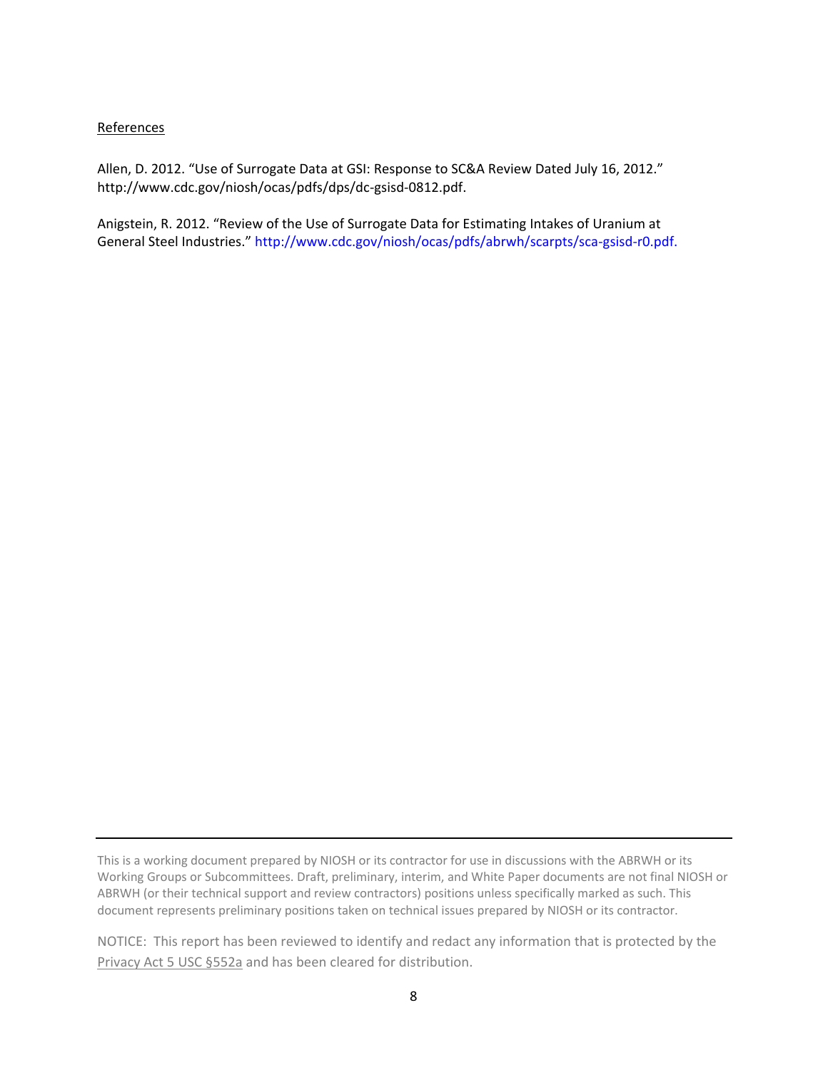References

Allen, D. 2012. “Use of Surrogate Data at GSI: Response to SC&A Review Dated July 16, 2012.” http://www.cdc.gov/niosh/ocas/pdfs/dps/dc-gsisd-0812.pdf.

Anigstein, R. 2012. “Review of the Use of Surrogate Data for Estimating Intakes of Uranium at General Steel Industries.” http://www.cdc.gov/niosh/ocas/pdfs/abrwh/scarpts/sca-gsisd-r0.pdf.

---

This is a working document prepared by NIOSH or its contractor for use in discussions with the ABRWH or its Working Groups or Subcommittees. Draft, preliminary, interim, and White Paper documents are not final NIOSH or ABRWH (or their technical support and review contractors) positions unless specifically marked as such. This document represents preliminary positions taken on technical issues prepared by NIOSH or its contractor.

NOTICE: This report has been reviewed to identify and redact any information that is protected by the Privacy Act 5 USC §552a and has been cleared for distribution.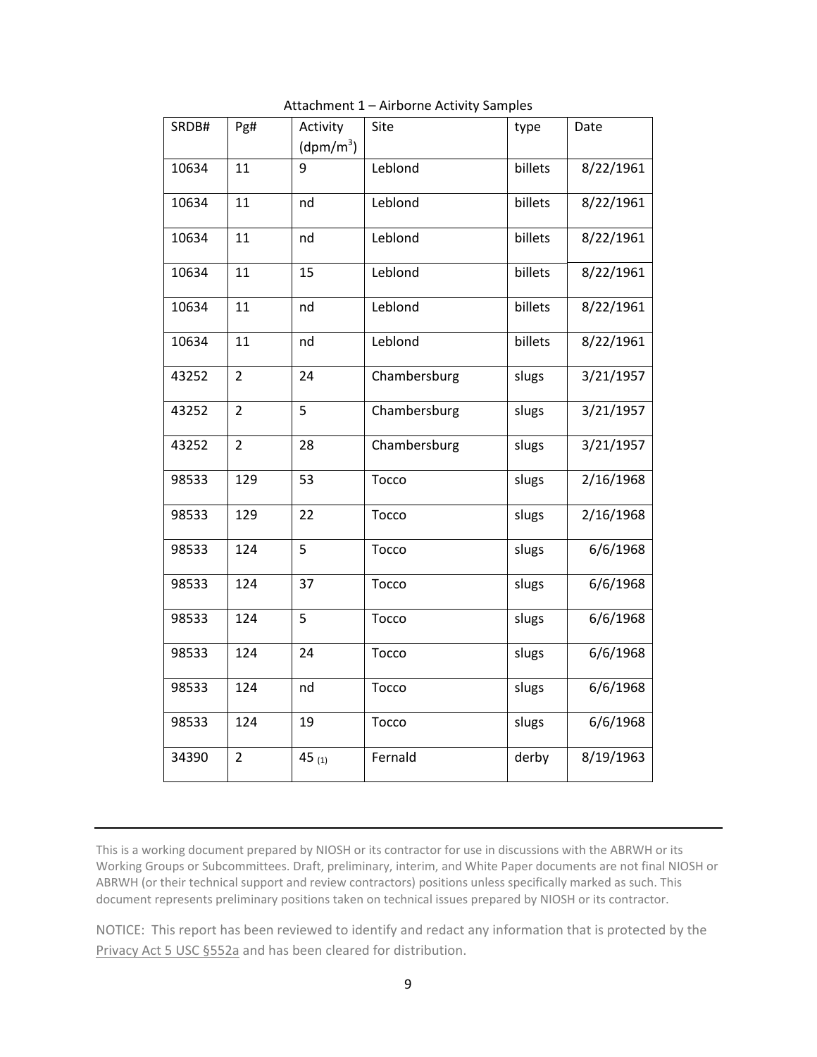Attachment 1 – Airborne Activity Samples

| SRDB# | Pg# | Activity (dpm/m$^3$) | Site | type | Date |
|---|---|---|---|---|---|
| 10634 | 11 | 9 | Leblond | billets | 8/22/1961 |
| 10634 | 11 | nd | Leblond | billets | 8/22/1961 |
| 10634 | 11 | nd | Leblond | billets | 8/22/1961 |
| 10634 | 11 | 15 | Leblond | billets | 8/22/1961 |
| 10634 | 11 | nd | Leblond | billets | 8/22/1961 |
| 10634 | 11 | nd | Leblond | billets | 8/22/1961 |
| 43252 | 2 | 24 | Chambersburg | slugs | 3/21/1957 |
| 43252 | 2 | 5 | Chambersburg | slugs | 3/21/1957 |
| 43252 | 2 | 28 | Chambersburg | slugs | 3/21/1957 |
| 98533 | 129 | 53 | Tocco | slugs | 2/16/1968 |
| 98533 | 129 | 22 | Tocco | slugs | 2/16/1968 |
| 98533 | 124 | 5 | Tocco | slugs | 6/6/1968 |
| 98533 | 124 | 37 | Tocco | slugs | 6/6/1968 |
| 98533 | 124 | 5 | Tocco | slugs | 6/6/1968 |
| 98533 | 124 | 24 | Tocco | slugs | 6/6/1968 |
| 98533 | 124 | nd | Tocco | slugs | 6/6/1968 |
| 98533 | 124 | 19 | Tocco | slugs | 6/6/1968 |
| 34390 | 2 | 45 (1) | Fernald | derby | 8/19/1963 |

This is a working document prepared by NIOSH or its contractor for use in discussions with the ABRWH or its Working Groups or Subcommittees. Draft, preliminary, interim, and White Paper documents are not final NIOSH or ABRWH (or their technical support and review contractors) positions unless specifically marked as such. This document represents preliminary positions taken on technical issues prepared by NIOSH or its contractor.

NOTICE: This report has been reviewed to identify and redact any information that is protected by the Privacy Act 5 USC §552a and has been cleared for distribution.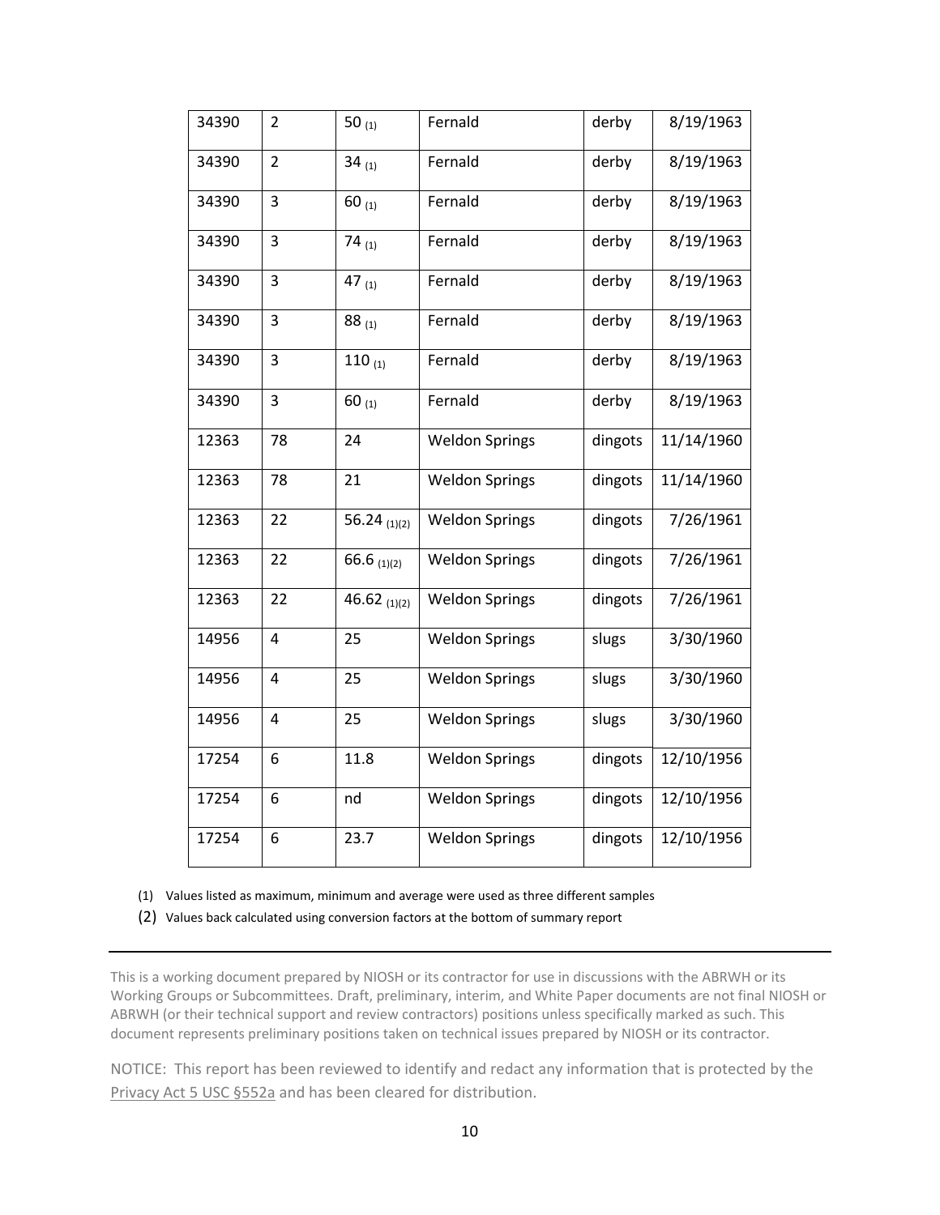| | | | | | |
|---|---|---|---|---|---|
| 34390 | 2 | 50 (1) | Fernald | derby | 8/19/1963 |
| 34390 | 2 | 34 (1) | Fernald | derby | 8/19/1963 |
| 34390 | 3 | 60 (1) | Fernald | derby | 8/19/1963 |
| 34390 | 3 | 74 (1) | Fernald | derby | 8/19/1963 |
| 34390 | 3 | 47 (1) | Fernald | derby | 8/19/1963 |
| 34390 | 3 | 88 (1) | Fernald | derby | 8/19/1963 |
| 34390 | 3 | 110 (1) | Fernald | derby | 8/19/1963 |
| 34390 | 3 | 60 (1) | Fernald | derby | 8/19/1963 |
| 12363 | 78 | 24 | Weldon Springs | dingots | 11/14/1960 |
| 12363 | 78 | 21 | Weldon Springs | dingots | 11/14/1960 |
| 12363 | 22 | 56.24 (1)(2) | Weldon Springs | dingots | 7/26/1961 |
| 12363 | 22 | 66.6 (1)(2) | Weldon Springs | dingots | 7/26/1961 |
| 12363 | 22 | 46.62 (1)(2) | Weldon Springs | dingots | 7/26/1961 |
| 14956 | 4 | 25 | Weldon Springs | slugs | 3/30/1960 |
| 14956 | 4 | 25 | Weldon Springs | slugs | 3/30/1960 |
| 14956 | 4 | 25 | Weldon Springs | slugs | 3/30/1960 |
| 17254 | 6 | 11.8 | Weldon Springs | dingots | 12/10/1956 |
| 17254 | 6 | nd | Weldon Springs | dingots | 12/10/1956 |
| 17254 | 6 | 23.7 | Weldon Springs | dingots | 12/10/1956 |

(1) Values listed as maximum, minimum and average were used as three different samples

(2) Values back calculated using conversion factors at the bottom of summary report

This is a working document prepared by NIOSH or its contractor for use in discussions with the ABRWH or its Working Groups or Subcommittees. Draft, preliminary, interim, and White Paper documents are not final NIOSH or ABRWH (or their technical support and review contractors) positions unless specifically marked as such. This document represents preliminary positions taken on technical issues prepared by NIOSH or its contractor.

NOTICE: This report has been reviewed to identify and redact any information that is protected by the Privacy Act 5 USC §552a and has been cleared for distribution.